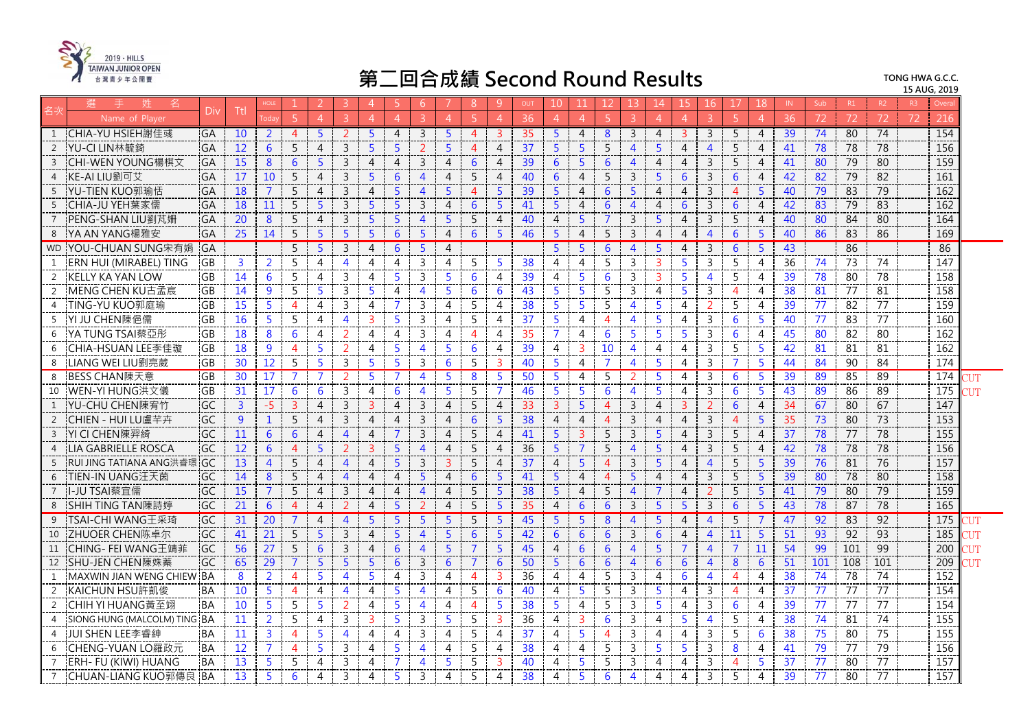2019 · HILLS TAIWAN JUNIOR OPEN 台灣青少年公開賽

# 第二回合成績 Second Round Results

TONG HWA G.C.C.
15 AUG, 2019

| 名次 | 選手姓名 Name of Player | Div | Ttl | HOLE Today | 1 | 2 | 3 | 4 | 5 | 6 | 7 | 8 | 9 | OUT | 10 | 11 | 12 | 13 | 14 | 15 | 16 | 17 | 18 | IN | Sub | R1 | R2 | R3 | Overall | |
|---|---|---|---|---|---|---|---|---|---|---|---|---|---|---|---|---|---|---|---|---|---|---|---|---|---|---|---|---|---|---|
| | | | | | 5 | 4 | 3 | 4 | 4 | 3 | 4 | 5 | 4 | 36 | 4 | 4 | 5 | 3 | 4 | 4 | 3 | 5 | 4 | 36 | 72 | 72 | 72 | 72 | 216 | |
| 1 | CHIA-YU HSIEH謝佳彧 | GA | 10 | 2 | 4 | 5 | 2 | 5 | 4 | 3 | 5 | 4 | 3 | 35 | 5 | 4 | 8 | 3 | 4 | 3 | 3 | 5 | 4 | 39 | 74 | 80 | 74 | | 154 | |
| 2 | YU-CI LIN林毓錡 | GA | 12 | 6 | 5 | 4 | 3 | 5 | 5 | 2 | 5 | 4 | 4 | 37 | 5 | 5 | 5 | 4 | 5 | 4 | 4 | 5 | 4 | 41 | 78 | 78 | 78 | | 156 | |
| 3 | CHI-WEN YOUNG楊棋文 | GA | 15 | 8 | 6 | 5 | 3 | 4 | 4 | 3 | 4 | 6 | 4 | 39 | 6 | 5 | 6 | 4 | 4 | 4 | 3 | 5 | 4 | 41 | 80 | 79 | 80 | | 159 | |
| 4 | KE-AI LIU劉可艾 | GA | 17 | 10 | 5 | 4 | 3 | 5 | 6 | 4 | 4 | 5 | 4 | 40 | 6 | 4 | 5 | 3 | 5 | 6 | 3 | 6 | 4 | 42 | 82 | 79 | 82 | | 161 | |
| 5 | YU-TIEN KUO郭瑜恬 | GA | 18 | 7 | 5 | 4 | 3 | 4 | 5 | 4 | 5 | 4 | 5 | 39 | 5 | 4 | 6 | 5 | 4 | 4 | 3 | 4 | 5 | 40 | 79 | 83 | 79 | | 162 | |
| 5 | CHIA-JU YEH葉家儒 | GA | 18 | 11 | 5 | 5 | 3 | 5 | 5 | 3 | 4 | 6 | 5 | 41 | 5 | 4 | 6 | 4 | 4 | 6 | 3 | 6 | 4 | 42 | 83 | 79 | 83 | | 162 | |
| 7 | PENG-SHAN LIU劉芃姍 | GA | 20 | 8 | 5 | 4 | 3 | 5 | 5 | 4 | 5 | 5 | 4 | 40 | 4 | 5 | 7 | 3 | 5 | 4 | 3 | 5 | 4 | 40 | 80 | 84 | 80 | | 164 | |
| 8 | YA AN YANG楊雅安 | GA | 25 | 14 | 5 | 5 | 5 | 5 | 6 | 5 | 4 | 6 | 5 | 46 | 5 | 4 | 5 | 3 | 4 | 4 | 4 | 6 | 5 | 40 | 86 | 83 | 86 | | 169 | |
| WD | YOU-CHUAN SUNG宋有娟 | GA | | | 5 | 5 | 3 | 4 | 6 | 5 | 4 | | | | 5 | 5 | 6 | 4 | 5 | 4 | 3 | 6 | 5 | 43 | | 86 | | | 86 | |
| 1 | ERN HUI (MIRABEL) TING | GB | 3 | 2 | 5 | 4 | 4 | 4 | 4 | 3 | 4 | 5 | 5 | 38 | 4 | 4 | 5 | 3 | 3 | 5 | 3 | 5 | 4 | 36 | 74 | 73 | 74 | | 147 | |
| 2 | KELLY KA YAN LOW | GB | 14 | 6 | 5 | 4 | 3 | 4 | 5 | 3 | 5 | 6 | 4 | 39 | 4 | 5 | 6 | 3 | 3 | 5 | 4 | 5 | 4 | 39 | 78 | 80 | 78 | | 158 | |
| 2 | MENG CHEN KU古孟宸 | GB | 14 | 9 | 5 | 5 | 3 | 5 | 4 | 4 | 5 | 6 | 6 | 43 | 5 | 5 | 5 | 3 | 4 | 5 | 3 | 4 | 4 | 38 | 81 | 77 | 81 | | 158 | |
| 4 | TING-YU KUO郭庭瑜 | GB | 15 | 5 | 4 | 4 | 3 | 4 | 7 | 3 | 4 | 5 | 4 | 38 | 5 | 5 | 5 | 4 | 5 | 4 | 2 | 5 | 4 | 39 | 77 | 82 | 77 | | 159 | |
| 5 | YI JU CHEN陳俋儒 | GB | 16 | 5 | 5 | 4 | 4 | 3 | 5 | 3 | 4 | 5 | 4 | 37 | 5 | 4 | 4 | 4 | 5 | 4 | 3 | 6 | 5 | 40 | 77 | 83 | 77 | | 160 | |
| 6 | YA TUNG TSAI蔡亞彤 | GB | 18 | 8 | 6 | 4 | 2 | 4 | 4 | 3 | 4 | 4 | 4 | 35 | 7 | 4 | 6 | 5 | 5 | 5 | 3 | 6 | 4 | 45 | 80 | 82 | 80 | | 162 | |
| 6 | CHIA-HSUAN LEE李佳璇 | GB | 18 | 9 | 4 | 5 | 2 | 4 | 5 | 4 | 5 | 6 | 4 | 39 | 4 | 3 | 10 | 4 | 4 | 4 | 3 | 5 | 5 | 42 | 81 | 81 | 81 | | 162 | |
| 8 | LIANG WEI LIU劉亮葳 | GB | 30 | 12 | 5 | 5 | 3 | 5 | 5 | 3 | 6 | 5 | 3 | 40 | 5 | 4 | 7 | 4 | 5 | 4 | 3 | 7 | 5 | 44 | 84 | 90 | 84 | | 174 | |
| 8 | BESS CHAN陳天意 | GB | 30 | 17 | 7 | 7 | 2 | 5 | 7 | 4 | 5 | 8 | 5 | 50 | 5 | 4 | 5 | 2 | 5 | 4 | 3 | 6 | 5 | 39 | 89 | 85 | 89 | | 174 | CUT |
| 10 | WEN-YI HUNG洪文儀 | GB | 31 | 17 | 6 | 6 | 3 | 4 | 6 | 4 | 5 | 5 | 7 | 46 | 5 | 5 | 6 | 4 | 5 | 4 | 3 | 6 | 5 | 43 | 89 | 86 | 89 | | 175 | CUT |
| 1 | YU-CHU CHEN陳宥竹 | GC | 3 | -5 | 3 | 4 | 3 | 3 | 4 | 3 | 4 | 5 | 4 | 33 | 3 | 5 | 4 | 3 | 4 | 3 | 2 | 6 | 4 | 34 | 67 | 80 | 67 | | 147 | |
| 2 | CHIEN - HUI LU盧芊卉 | GC | 9 | 1 | 5 | 4 | 3 | 4 | 4 | 3 | 4 | 6 | 5 | 38 | 4 | 4 | 4 | 3 | 4 | 4 | 3 | 4 | 5 | 35 | 73 | 80 | 73 | | 153 | |
| 3 | YI CI CHEN陳羿綺 | GC | 11 | 6 | 6 | 4 | 4 | 4 | 7 | 3 | 4 | 5 | 4 | 41 | 5 | 3 | 5 | 3 | 5 | 4 | 3 | 5 | 4 | 37 | 78 | 77 | 78 | | 155 | |
| 4 | LIA GABRIELLE ROSCA | GC | 12 | 6 | 4 | 5 | 2 | 3 | 5 | 4 | 4 | 5 | 4 | 36 | 5 | 7 | 5 | 4 | 5 | 4 | 3 | 5 | 4 | 42 | 78 | 78 | 78 | | 156 | |
| 5 | RUI JING TATIANA ANG洪睿璟 | GC | 13 | 4 | 5 | 4 | 4 | 4 | 5 | 3 | 3 | 5 | 4 | 37 | 4 | 5 | 4 | 3 | 5 | 4 | 4 | 5 | 5 | 39 | 76 | 81 | 76 | | 157 | |
| 6 | TIEN-IN UANG汪天茵 | GC | 14 | 8 | 5 | 4 | 4 | 4 | 4 | 5 | 4 | 6 | 5 | 41 | 5 | 4 | 4 | 5 | 4 | 4 | 3 | 5 | 5 | 39 | 80 | 78 | 80 | | 158 | |
| 7 | I-JU TSAI蔡宜儒 | GC | 15 | 7 | 5 | 4 | 3 | 4 | 4 | 4 | 4 | 5 | 5 | 38 | 5 | 4 | 5 | 4 | 7 | 4 | 2 | 5 | 5 | 41 | 79 | 80 | 79 | | 159 | |
| 8 | SHIH TING TAN陳詩婷 | GC | 21 | 6 | 4 | 4 | 2 | 4 | 5 | 2 | 4 | 5 | 5 | 35 | 4 | 6 | 6 | 3 | 5 | 5 | 3 | 6 | 5 | 43 | 78 | 87 | 78 | | 165 | |
| 9 | TSAI-CHI WANG王采琦 | GC | 31 | 20 | 7 | 4 | 4 | 5 | 5 | 5 | 5 | 5 | 5 | 45 | 5 | 5 | 8 | 4 | 5 | 4 | 4 | 5 | 7 | 47 | 92 | 83 | 92 | | 175 | CUT |
| 10 | ZHUOER CHEN陈卓尔 | GC | 41 | 21 | 5 | 5 | 3 | 4 | 5 | 4 | 5 | 6 | 5 | 42 | 6 | 6 | 6 | 3 | 6 | 4 | 4 | 11 | 5 | 51 | 93 | 92 | 93 | | 185 | CUT |
| 11 | CHING- FEI WANG王靖菲 | GC | 56 | 27 | 5 | 6 | 3 | 4 | 6 | 4 | 5 | 7 | 5 | 45 | 4 | 6 | 6 | 4 | 5 | 7 | 4 | 7 | 11 | 54 | 99 | 101 | 99 | | 200 | CUT |
| 12 | SHU-JEN CHEN陳姝蓁 | GC | 65 | 29 | 7 | 5 | 5 | 5 | 6 | 3 | 6 | 7 | 6 | 50 | 5 | 6 | 6 | 4 | 6 | 6 | 4 | 8 | 6 | 51 | 101 | 108 | 101 | | 209 | CUT |
| 1 | MAXWIN JIAN WENG CHIEW | BA | 8 | 2 | 4 | 5 | 4 | 5 | 4 | 3 | 4 | 4 | 3 | 36 | 4 | 4 | 5 | 3 | 4 | 6 | 4 | 4 | 4 | 38 | 74 | 78 | 74 | | 152 | |
| 2 | KAICHUN HSU許凱俊 | BA | 10 | 5 | 4 | 4 | 4 | 4 | 5 | 4 | 4 | 5 | 6 | 40 | 4 | 5 | 5 | 3 | 5 | 4 | 3 | 4 | 4 | 37 | 77 | 77 | 77 | | 154 | |
| 2 | CHIH YI HUANG黃至翊 | BA | 10 | 5 | 5 | 5 | 2 | 4 | 5 | 4 | 4 | 4 | 5 | 38 | 5 | 4 | 5 | 3 | 5 | 4 | 3 | 6 | 4 | 39 | 77 | 77 | 77 | | 154 | |
| 4 | SIONG HUNG (MALCOLM) TING | BA | 11 | 2 | 5 | 4 | 3 | 3 | 5 | 3 | 5 | 5 | 3 | 36 | 4 | 3 | 6 | 3 | 4 | 5 | 4 | 5 | 4 | 38 | 74 | 81 | 74 | | 155 | |
| 4 | JUI SHEN LEE李睿紳 | BA | 11 | 3 | 4 | 5 | 4 | 4 | 4 | 3 | 4 | 4 | 5 | 37 | 4 | 5 | 4 | 3 | 4 | 4 | 3 | 5 | 6 | 38 | 75 | 80 | 75 | | 155 | |
| 6 | CHENG-YUAN LO羅政元 | BA | 12 | 7 | 4 | 5 | 3 | 4 | 5 | 4 | 4 | 5 | 4 | 38 | 4 | 4 | 5 | 3 | 5 | 5 | 3 | 8 | 4 | 41 | 79 | 77 | 79 | | 156 | |
| 7 | ERH- FU (KIWI) HUANG | BA | 13 | 5 | 5 | 4 | 3 | 4 | 7 | 4 | 5 | 5 | 3 | 40 | 4 | 5 | 5 | 3 | 4 | 4 | 3 | 4 | 5 | 37 | 77 | 80 | 77 | | 157 | |
| 7 | CHUAN-LIANG KUO郭傳良 | BA | 13 | 5 | 6 | 4 | 3 | 4 | 5 | 3 | 4 | 5 | 4 | 38 | 4 | 5 | 6 | 4 | 4 | 4 | 3 | 5 | 4 | 39 | 77 | 80 | 77 | | 157 | |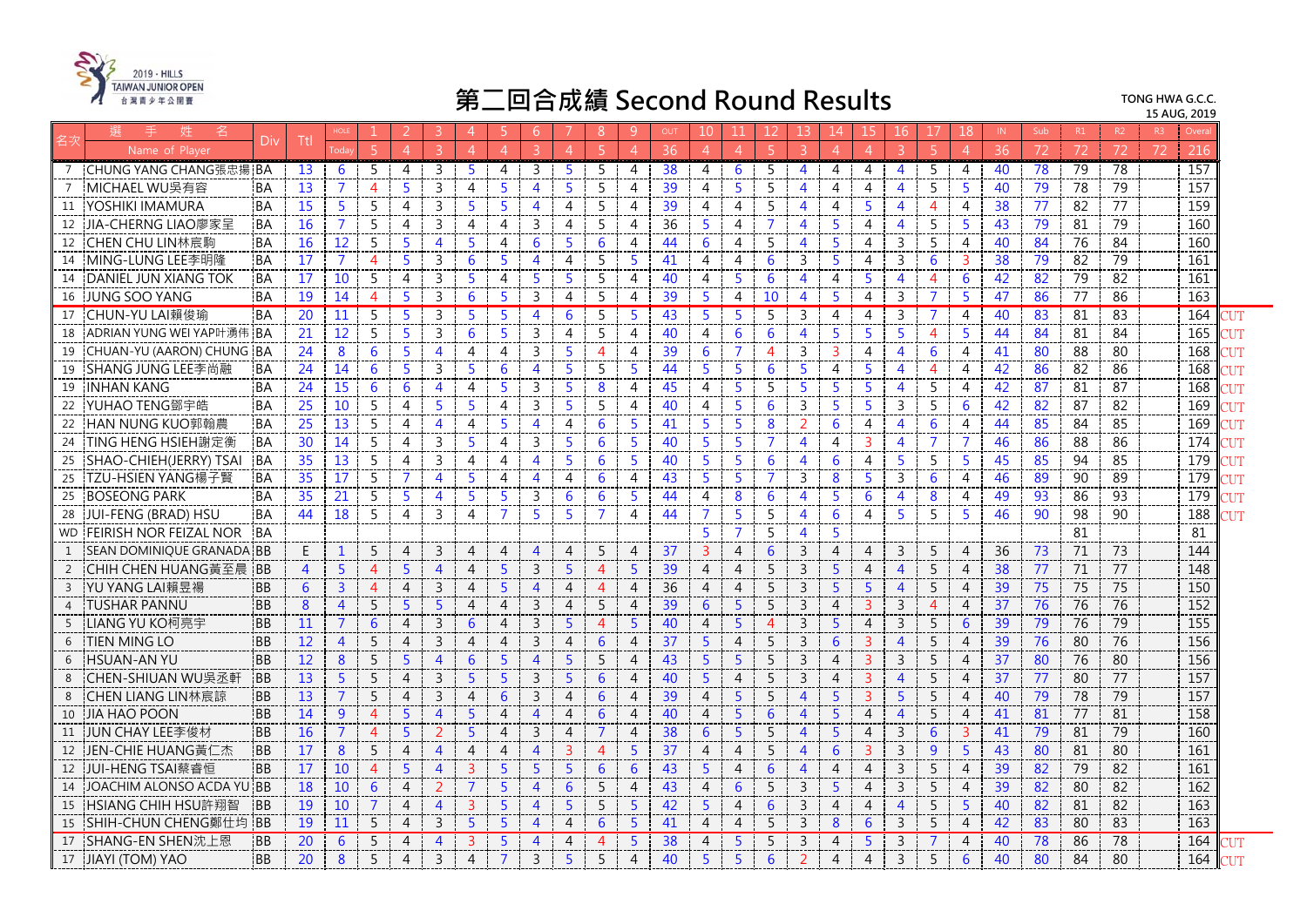2019 · HILLS TAIWAN JUNIOR OPEN 台灣青少年公開賽

# 第二回合成績 Second Round Results

TONG HWA G.C.C.
15 AUG, 2019

| 名次 | 選手姓名 Name of Player | Div | Ttl | HOLE Today | 1 | 2 | 3 | 4 | 5 | 6 | 7 | 8 | 9 | OUT | 10 | 11 | 12 | 13 | 14 | 15 | 16 | 17 | 18 | IN | Sub | R1 | R2 | R3 | Overal | |
|---|---|---|---|---|---|---|---|---|---|---|---|---|---|---|---|---|---|---|---|---|---|---|---|---|---|---|---|---|---|---|
| | | | | 5 | 4 | 3 | 4 | 4 | 3 | 4 | 5 | 4 | | 36 | 4 | 4 | 5 | 3 | 4 | 4 | 3 | 5 | 4 | 36 | 72 | 72 | 72 | 72 | 216 | |
| 7 | CHUNG YANG CHANG張忠揚 | BA | 13 | 6 | 5 | 4 | 3 | 5 | 4 | 3 | 5 | 5 | 4 | 38 | 4 | 6 | 5 | 4 | 4 | 4 | 4 | 5 | 4 | 40 | 78 | 79 | 78 | | 157 | |
| 7 | MICHAEL WU吳有容 | BA | 13 | 7 | 4 | 5 | 3 | 4 | 5 | 4 | 5 | 5 | 4 | 39 | 4 | 5 | 5 | 4 | 4 | 4 | 4 | 5 | 5 | 40 | 79 | 78 | 79 | | 157 | |
| 11 | YOSHIKI IMAMURA | BA | 15 | 5 | 5 | 4 | 3 | 5 | 5 | 4 | 4 | 5 | 4 | 39 | 4 | 4 | 5 | 4 | 4 | 5 | 4 | 4 | 4 | 38 | 77 | 82 | 77 | | 159 | |
| 12 | JIA-CHERNG LIAO廖家呈 | BA | 16 | 7 | 5 | 4 | 3 | 4 | 4 | 3 | 4 | 5 | 4 | 36 | 5 | 4 | 7 | 4 | 5 | 4 | 4 | 5 | 5 | 43 | 79 | 81 | 79 | | 160 | |
| 12 | CHEN CHU LIN林宸駒 | BA | 16 | 12 | 5 | 5 | 4 | 5 | 4 | 6 | 5 | 6 | 4 | 44 | 6 | 4 | 5 | 4 | 5 | 4 | 3 | 5 | 4 | 40 | 84 | 76 | 84 | | 160 | |
| 14 | MING-LUNG LEE李明隆 | BA | 17 | 7 | 4 | 5 | 3 | 6 | 5 | 4 | 4 | 5 | 5 | 41 | 4 | 4 | 6 | 3 | 5 | 4 | 3 | 6 | 3 | 38 | 79 | 82 | 79 | | 161 | |
| 14 | DANIEL JUN XIANG TOK | BA | 17 | 10 | 5 | 4 | 3 | 5 | 4 | 5 | 5 | 5 | 4 | 40 | 4 | 5 | 6 | 4 | 4 | 5 | 4 | 4 | 6 | 42 | 82 | 79 | 82 | | 161 | |
| 16 | JUNG SOO YANG | BA | 19 | 14 | 4 | 5 | 3 | 6 | 5 | 3 | 4 | 5 | 4 | 39 | 5 | 4 | 10 | 4 | 5 | 4 | 3 | 7 | 5 | 47 | 86 | 77 | 86 | | 163 | |
| 17 | CHUN-YU LAI賴俊瑜 | BA | 20 | 11 | 5 | 5 | 3 | 5 | 5 | 4 | 6 | 5 | 5 | 43 | 5 | 5 | 5 | 3 | 4 | 4 | 3 | 7 | 4 | 40 | 83 | 81 | 83 | | 164 | CUT |
| 18 | ADRIAN YUNG WEI YAP叶湧伟 | BA | 21 | 12 | 5 | 5 | 3 | 6 | 5 | 3 | 4 | 5 | 4 | 40 | 4 | 6 | 6 | 4 | 5 | 5 | 5 | 4 | 5 | 44 | 84 | 81 | 84 | | 165 | CUT |
| 19 | CHUAN-YU (AARON) CHUNG | BA | 24 | 8 | 6 | 5 | 4 | 4 | 4 | 3 | 5 | 4 | 4 | 39 | 6 | 7 | 4 | 3 | 3 | 4 | 4 | 6 | 4 | 41 | 80 | 88 | 80 | | 168 | CUT |
| 19 | SHANG JUNG LEE李尚融 | BA | 24 | 14 | 6 | 5 | 3 | 5 | 6 | 4 | 5 | 5 | 5 | 44 | 5 | 5 | 6 | 5 | 4 | 5 | 4 | 4 | 4 | 42 | 86 | 82 | 86 | | 168 | CUT |
| 19 | INHAN KANG | BA | 24 | 15 | 6 | 6 | 4 | 4 | 5 | 3 | 5 | 8 | 4 | 45 | 4 | 5 | 5 | 5 | 5 | 5 | 4 | 5 | 4 | 42 | 87 | 81 | 87 | | 168 | CUT |
| 22 | YUHAO TENG鄧宇皓 | BA | 25 | 10 | 5 | 4 | 5 | 5 | 4 | 3 | 5 | 5 | 4 | 40 | 4 | 5 | 6 | 3 | 5 | 5 | 3 | 5 | 6 | 42 | 82 | 87 | 82 | | 169 | CUT |
| 22 | HAN NUNG KUO郭翰農 | BA | 25 | 13 | 5 | 4 | 4 | 4 | 5 | 4 | 4 | 6 | 5 | 41 | 5 | 5 | 8 | 2 | 6 | 4 | 4 | 6 | 4 | 44 | 85 | 84 | 85 | | 169 | CUT |
| 24 | TING HENG HSIEH謝定衡 | BA | 30 | 14 | 5 | 4 | 3 | 5 | 4 | 3 | 5 | 6 | 5 | 40 | 5 | 5 | 7 | 4 | 4 | 3 | 4 | 7 | 7 | 46 | 86 | 88 | 86 | | 174 | CUT |
| 25 | SHAO-CHIEH(JERRY) TSAI | BA | 35 | 13 | 5 | 4 | 3 | 4 | 4 | 4 | 5 | 6 | 5 | 40 | 5 | 5 | 6 | 4 | 6 | 4 | 5 | 5 | 5 | 45 | 85 | 94 | 85 | | 179 | CUT |
| 25 | TZU-HSIEN YANG楊子賢 | BA | 35 | 17 | 5 | 7 | 4 | 5 | 4 | 4 | 4 | 6 | 4 | 43 | 5 | 5 | 7 | 3 | 8 | 5 | 3 | 6 | 4 | 46 | 89 | 90 | 89 | | 179 | CUT |
| 25 | BOSEONG PARK | BA | 35 | 21 | 5 | 5 | 4 | 5 | 5 | 3 | 6 | 6 | 5 | 44 | 4 | 8 | 6 | 4 | 5 | 6 | 4 | 8 | 4 | 49 | 93 | 86 | 93 | | 179 | CUT |
| 28 | JUI-FENG (BRAD) HSU | BA | 44 | 18 | 5 | 4 | 3 | 4 | 7 | 5 | 5 | 7 | 4 | 44 | 7 | 5 | 5 | 4 | 6 | 4 | 5 | 5 | 5 | 46 | 90 | 98 | 90 | | 188 | CUT |
| WD | FEIRISH NOR FEIZAL NOR | BA | | | | | | | | | | | | | 5 | 7 | 5 | 4 | 5 | | | | | | | 81 | | | 81 | |
| 1 | SEAN DOMINIQUE GRANADA | BB | E | 1 | 5 | 4 | 3 | 4 | 4 | 4 | 4 | 5 | 4 | 37 | 3 | 4 | 6 | 3 | 4 | 4 | 3 | 5 | 4 | 36 | 73 | 71 | 73 | | 144 | |
| 2 | CHIH CHEN HUANG黃至晨 | BB | 4 | 5 | 4 | 5 | 4 | 4 | 5 | 3 | 5 | 4 | 5 | 39 | 4 | 4 | 5 | 3 | 5 | 4 | 4 | 5 | 4 | 38 | 77 | 71 | 77 | | 148 | |
| 3 | YU YANG LAI賴昱楊 | BB | 6 | 3 | 4 | 4 | 3 | 4 | 5 | 4 | 4 | 4 | 4 | 36 | 4 | 4 | 5 | 3 | 5 | 5 | 4 | 5 | 4 | 39 | 75 | 75 | 75 | | 150 | |
| 4 | TUSHAR PANNU | BB | 8 | 4 | 5 | 5 | 5 | 4 | 4 | 3 | 4 | 5 | 4 | 39 | 6 | 5 | 5 | 3 | 4 | 3 | 3 | 4 | 4 | 37 | 76 | 76 | 76 | | 152 | |
| 5 | LIANG YU KO柯亮宇 | BB | 11 | 7 | 6 | 4 | 3 | 6 | 4 | 3 | 5 | 4 | 5 | 40 | 4 | 5 | 4 | 3 | 5 | 4 | 3 | 5 | 6 | 39 | 79 | 76 | 79 | | 155 | |
| 6 | TIEN MING LO | BB | 12 | 4 | 5 | 4 | 3 | 4 | 4 | 3 | 4 | 6 | 4 | 37 | 5 | 4 | 5 | 3 | 6 | 3 | 4 | 5 | 4 | 39 | 76 | 80 | 76 | | 156 | |
| 6 | HSUAN-AN YU | BB | 12 | 8 | 5 | 5 | 4 | 6 | 5 | 4 | 5 | 5 | 4 | 43 | 5 | 5 | 5 | 3 | 4 | 3 | 3 | 5 | 4 | 37 | 80 | 76 | 80 | | 156 | |
| 8 | CHEN-SHIUAN WU吳丞軒 | BB | 13 | 5 | 5 | 4 | 3 | 5 | 5 | 3 | 5 | 6 | 4 | 40 | 5 | 4 | 5 | 3 | 4 | 3 | 4 | 5 | 4 | 37 | 77 | 80 | 77 | | 157 | |
| 8 | CHEN LIANG LIN林宸諒 | BB | 13 | 7 | 5 | 4 | 3 | 4 | 6 | 3 | 4 | 6 | 4 | 39 | 4 | 5 | 5 | 4 | 5 | 3 | 5 | 5 | 4 | 40 | 79 | 78 | 79 | | 157 | |
| 10 | JIA HAO POON | BB | 14 | 9 | 4 | 5 | 4 | 5 | 4 | 4 | 4 | 6 | 4 | 40 | 4 | 5 | 6 | 4 | 5 | 4 | 4 | 5 | 4 | 41 | 81 | 77 | 81 | | 158 | |
| 11 | JUN CHAY LEE李俊材 | BB | 16 | 7 | 4 | 5 | 2 | 5 | 4 | 3 | 4 | 7 | 4 | 38 | 6 | 5 | 5 | 4 | 5 | 4 | 3 | 6 | 3 | 41 | 79 | 81 | 79 | | 160 | |
| 12 | JEN-CHIE HUANG黃仁杰 | BB | 17 | 8 | 5 | 4 | 4 | 4 | 4 | 4 | 3 | 4 | 5 | 37 | 4 | 4 | 5 | 4 | 6 | 3 | 3 | 9 | 5 | 43 | 80 | 81 | 80 | | 161 | |
| 12 | JUI-HENG TSAI蔡睿恒 | BB | 17 | 10 | 4 | 5 | 4 | 3 | 5 | 5 | 5 | 6 | 6 | 43 | 5 | 4 | 6 | 4 | 4 | 4 | 3 | 5 | 4 | 39 | 82 | 79 | 82 | | 161 | |
| 14 | JOACHIM ALONSO ACDA YU | BB | 18 | 10 | 6 | 4 | 2 | 7 | 5 | 4 | 6 | 5 | 4 | 43 | 4 | 6 | 5 | 3 | 5 | 4 | 3 | 5 | 4 | 39 | 82 | 80 | 82 | | 162 | |
| 15 | HSIANG CHIH HSU許翔智 | BB | 19 | 10 | 7 | 4 | 4 | 3 | 5 | 4 | 5 | 5 | 5 | 42 | 5 | 4 | 6 | 3 | 4 | 4 | 4 | 5 | 5 | 40 | 82 | 81 | 82 | | 163 | |
| 15 | SHIH-CHUN CHENG鄭仕均 | BB | 19 | 11 | 5 | 4 | 3 | 5 | 5 | 4 | 4 | 6 | 5 | 41 | 4 | 4 | 5 | 3 | 8 | 6 | 3 | 5 | 4 | 42 | 83 | 80 | 83 | | 163 | |
| 17 | SHANG-EN SHEN沈上恩 | BB | 20 | 6 | 5 | 4 | 4 | 3 | 5 | 4 | 4 | 4 | 5 | 38 | 4 | 5 | 5 | 3 | 4 | 5 | 3 | 7 | 4 | 40 | 78 | 86 | 78 | | 164 | CUT |
| 17 | JIAYI (TOM) YAO | BB | 20 | 8 | 5 | 4 | 3 | 4 | 7 | 3 | 5 | 5 | 4 | 40 | 5 | 5 | 6 | 2 | 4 | 4 | 3 | 5 | 6 | 40 | 80 | 84 | 80 | | 164 | CUT |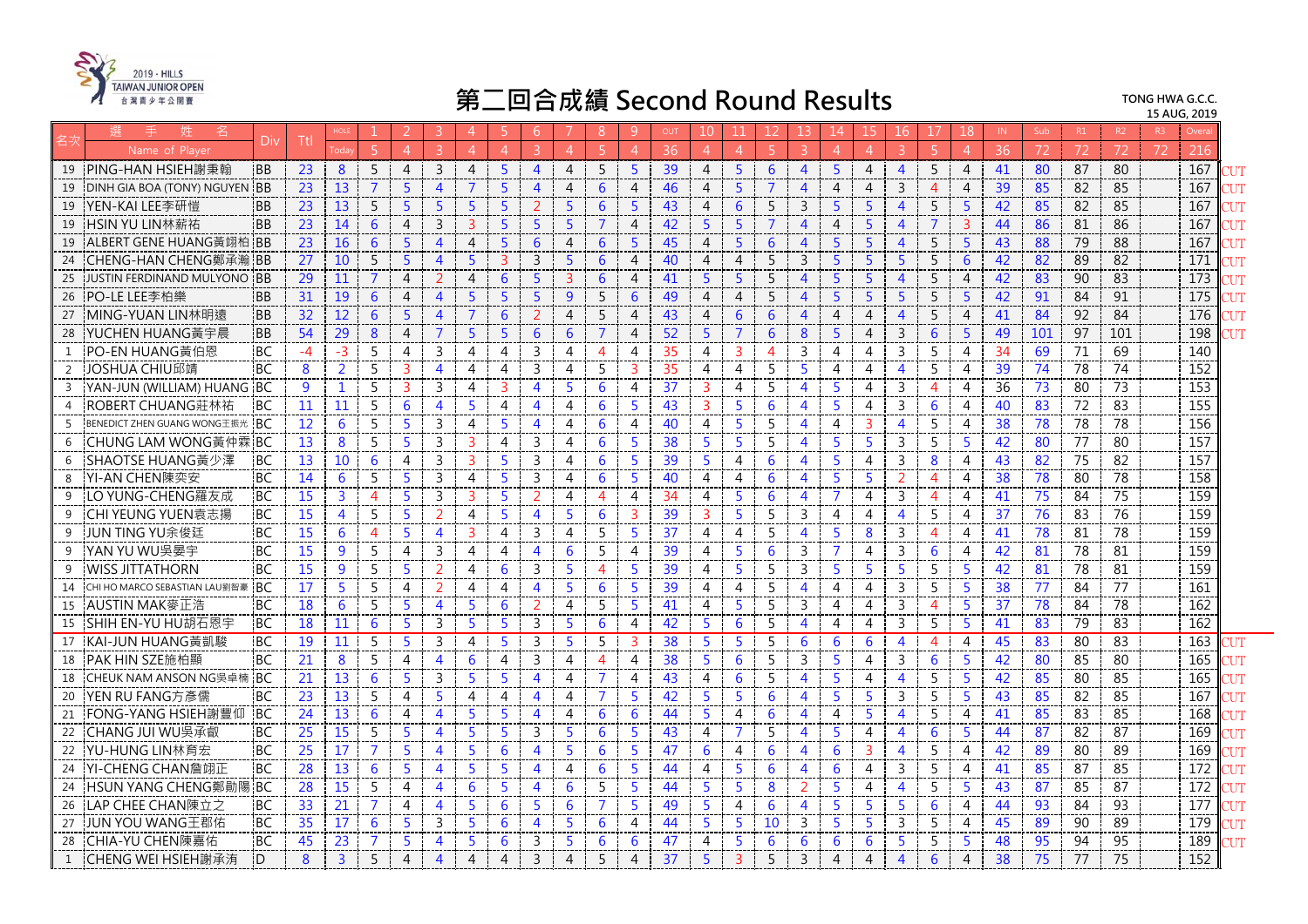2019 · HILLS TAIWAN JUNIOR OPEN 台灣青少年公開賽

# 第二回合成績 Second Round Results

TONG HWA G.C.C.
15 AUG, 2019

| 名次 | 選手姓名 Name of Player | Div | Ttl | HOLE Today | 1 | 2 | 3 | 4 | 5 | 6 | 7 | 8 | 9 | OUT | 10 | 11 | 12 | 13 | 14 | 15 | 16 | 17 | 18 | IN | Sub | R1 | R2 | R3 | Overal | |
|---|---|---|---|---|---|---|---|---|---|---|---|---|---|---|---|---|---|---|---|---|---|---|---|---|---|---|---|---|---|---|
| | | | | 5 | 4 | 3 | 4 | 4 | 3 | 4 | 5 | 4 | 36 | | 4 | 4 | 5 | 3 | 4 | 4 | 3 | 5 | 4 | 36 | 72 | 72 | 72 | 72 | 216 | |
| 19 | PING-HAN HSIEH謝秉翰 | BB | 23 | 8 | 5 | 4 | 3 | 4 | 5 | 4 | 4 | 5 | 5 | 39 | 4 | 5 | 6 | 4 | 5 | 4 | 4 | 5 | 4 | 41 | 80 | 87 | 80 | | 167 | CUT |
| 19 | DINH GIA BOA (TONY) NGUYEN | BB | 23 | 13 | 7 | 5 | 4 | 7 | 5 | 4 | 4 | 6 | 4 | 46 | 4 | 5 | 7 | 4 | 4 | 4 | 3 | 4 | 4 | 39 | 85 | 82 | 85 | | 167 | CUT |
| 19 | YEN-KAI LEE李研愷 | BB | 23 | 13 | 5 | 5 | 5 | 5 | 5 | 2 | 5 | 6 | 5 | 43 | 4 | 6 | 5 | 3 | 5 | 5 | 4 | 5 | 5 | 42 | 85 | 82 | 85 | | 167 | CUT |
| 19 | HSIN YU LIN林薪祐 | BB | 23 | 14 | 6 | 4 | 3 | 3 | 5 | 5 | 5 | 7 | 4 | 42 | 5 | 5 | 7 | 4 | 4 | 5 | 4 | 7 | 3 | 44 | 86 | 81 | 86 | | 167 | CUT |
| 19 | ALBERT GENE HUANG黃翊柏 | BB | 23 | 16 | 6 | 5 | 4 | 4 | 5 | 6 | 4 | 6 | 5 | 45 | 4 | 5 | 6 | 4 | 5 | 5 | 4 | 5 | 5 | 43 | 88 | 79 | 88 | | 167 | CUT |
| 24 | CHENG-HAN CHENG鄭承瀚 | BB | 27 | 10 | 5 | 5 | 4 | 5 | 3 | 3 | 5 | 6 | 4 | 40 | 4 | 4 | 5 | 3 | 5 | 5 | 5 | 5 | 6 | 42 | 82 | 89 | 82 | | 171 | CUT |
| 25 | JUSTIN FERDINAND MULYONO | BB | 29 | 11 | 7 | 4 | 2 | 4 | 6 | 5 | 3 | 6 | 4 | 41 | 5 | 5 | 5 | 4 | 5 | 5 | 4 | 5 | 4 | 42 | 83 | 90 | 83 | | 173 | CUT |
| 26 | PO-LE LEE李柏樂 | BB | 31 | 19 | 6 | 4 | 4 | 5 | 5 | 5 | 9 | 5 | 6 | 49 | 4 | 4 | 5 | 4 | 5 | 5 | 5 | 5 | 5 | 42 | 91 | 84 | 91 | | 175 | CUT |
| 27 | MING-YUAN LIN林明遠 | BB | 32 | 12 | 6 | 5 | 4 | 7 | 6 | 2 | 4 | 5 | 4 | 43 | 4 | 6 | 6 | 4 | 4 | 4 | 4 | 5 | 4 | 41 | 84 | 92 | 84 | | 176 | CUT |
| 28 | YUCHEN HUANG黃宇晨 | BB | 54 | 29 | 8 | 4 | 7 | 5 | 5 | 6 | 6 | 7 | 4 | 52 | 5 | 7 | 6 | 8 | 5 | 4 | 3 | 6 | 5 | 49 | 101 | 97 | 101 | | 198 | CUT |
| 1 | PO-EN HUANG黃伯恩 | BC | -4 | -3 | 5 | 4 | 3 | 4 | 4 | 3 | 4 | 4 | 4 | 35 | 4 | 3 | 4 | 3 | 4 | 4 | 3 | 5 | 4 | 34 | 69 | 71 | 69 | | 140 | |
| 2 | JOSHUA CHIU邱靖 | BC | 8 | 2 | 5 | 3 | 4 | 4 | 4 | 3 | 4 | 5 | 3 | 35 | 4 | 4 | 5 | 5 | 4 | 4 | 4 | 5 | 4 | 39 | 74 | 78 | 74 | | 152 | |
| 3 | YAN-JUN (WILLIAM) HUANG | BC | 9 | 1 | 5 | 3 | 3 | 4 | 3 | 4 | 5 | 6 | 4 | 37 | 3 | 4 | 5 | 4 | 5 | 4 | 3 | 4 | 4 | 36 | 73 | 80 | 73 | | 153 | |
| 4 | ROBERT CHUANG莊林祐 | BC | 11 | 11 | 5 | 6 | 4 | 5 | 4 | 4 | 4 | 6 | 5 | 43 | 3 | 5 | 6 | 4 | 5 | 4 | 3 | 6 | 4 | 40 | 83 | 72 | 83 | | 155 | |
| 5 | BENEDICT ZHEN GUANG WONG王振光 | BC | 12 | 6 | 5 | 5 | 3 | 4 | 5 | 4 | 4 | 6 | 4 | 40 | 4 | 5 | 5 | 4 | 4 | 3 | 4 | 5 | 4 | 38 | 78 | 78 | 78 | | 156 | |
| 6 | CHUNG LAM WONG黃仲霖 | BC | 13 | 8 | 5 | 5 | 3 | 3 | 4 | 3 | 4 | 6 | 5 | 38 | 5 | 5 | 5 | 4 | 5 | 5 | 3 | 5 | 5 | 42 | 80 | 77 | 80 | | 157 | |
| 6 | SHAOTSE HUANG黃少澤 | BC | 13 | 10 | 6 | 4 | 3 | 3 | 5 | 3 | 4 | 6 | 5 | 39 | 5 | 4 | 6 | 4 | 5 | 4 | 3 | 8 | 4 | 43 | 82 | 75 | 82 | | 157 | |
| 8 | YI-AN CHEN陳奕安 | BC | 14 | 6 | 5 | 5 | 3 | 4 | 5 | 3 | 4 | 6 | 5 | 40 | 4 | 4 | 6 | 4 | 5 | 5 | 2 | 4 | 4 | 38 | 78 | 80 | 78 | | 158 | |
| 9 | LO YUNG-CHENG羅友成 | BC | 15 | 3 | 4 | 5 | 3 | 3 | 5 | 2 | 4 | 4 | 4 | 34 | 4 | 5 | 6 | 4 | 7 | 4 | 3 | 4 | 4 | 41 | 75 | 84 | 75 | | 159 | |
| 9 | CHI YEUNG YUEN袁志揚 | BC | 15 | 4 | 5 | 5 | 2 | 4 | 5 | 4 | 5 | 6 | 3 | 39 | 3 | 5 | 5 | 3 | 4 | 4 | 4 | 5 | 4 | 37 | 76 | 83 | 76 | | 159 | |
| 9 | JUN TING YU余俊廷 | BC | 15 | 6 | 4 | 5 | 4 | 3 | 4 | 3 | 4 | 5 | 5 | 37 | 4 | 4 | 5 | 4 | 5 | 8 | 3 | 4 | 4 | 41 | 78 | 81 | 78 | | 159 | |
| 9 | YAN YU WU吳晏宇 | BC | 15 | 9 | 5 | 4 | 3 | 4 | 4 | 4 | 6 | 5 | 4 | 39 | 4 | 5 | 6 | 3 | 7 | 4 | 3 | 6 | 4 | 42 | 81 | 78 | 81 | | 159 | |
| 9 | WISS JITTATHORN | BC | 15 | 9 | 5 | 5 | 2 | 4 | 6 | 3 | 5 | 4 | 5 | 39 | 4 | 5 | 5 | 3 | 5 | 5 | 5 | 5 | 5 | 42 | 81 | 78 | 81 | | 159 | |
| 14 | CHI HO MARCO SEBASTIAN LAU劉智豪 | BC | 17 | 5 | 5 | 4 | 2 | 4 | 4 | 4 | 5 | 6 | 5 | 39 | 4 | 4 | 5 | 4 | 4 | 4 | 3 | 5 | 5 | 38 | 77 | 84 | 77 | | 161 | |
| 15 | AUSTIN MAK麥正浩 | BC | 18 | 6 | 5 | 5 | 4 | 5 | 6 | 2 | 4 | 5 | 5 | 41 | 4 | 5 | 5 | 3 | 4 | 4 | 3 | 4 | 5 | 37 | 78 | 84 | 78 | | 162 | |
| 15 | SHIH EN-YU HU胡石恩宇 | BC | 18 | 11 | 6 | 5 | 3 | 5 | 5 | 3 | 5 | 6 | 4 | 42 | 5 | 6 | 5 | 4 | 4 | 4 | 3 | 5 | 5 | 41 | 83 | 79 | 83 | | 162 | |
| 17 | KAI-JUN HUANG黃凱駿 | BC | 19 | 11 | 5 | 5 | 3 | 4 | 5 | 3 | 5 | 5 | 3 | 38 | 5 | 5 | 5 | 6 | 6 | 6 | 4 | 4 | 4 | 45 | 83 | 80 | 83 | | 163 | CUT |
| 18 | PAK HIN SZE施柏顯 | BC | 21 | 8 | 5 | 4 | 4 | 6 | 4 | 3 | 4 | 4 | 4 | 38 | 5 | 6 | 5 | 3 | 5 | 4 | 3 | 6 | 5 | 42 | 80 | 85 | 80 | | 165 | CUT |
| 18 | CHEUK NAM ANSON NG吳卓楠 | BC | 21 | 13 | 6 | 5 | 3 | 5 | 5 | 4 | 4 | 7 | 4 | 43 | 4 | 6 | 5 | 4 | 5 | 4 | 4 | 5 | 5 | 42 | 85 | 80 | 85 | | 165 | CUT |
| 20 | YEN RU FANG方彥儒 | BC | 23 | 13 | 5 | 4 | 5 | 4 | 4 | 4 | 4 | 7 | 5 | 42 | 5 | 5 | 6 | 4 | 5 | 5 | 3 | 5 | 5 | 43 | 85 | 82 | 85 | | 167 | CUT |
| 21 | FONG-YANG HSIEH謝豐仰 | BC | 24 | 13 | 6 | 4 | 4 | 5 | 5 | 4 | 4 | 6 | 6 | 44 | 5 | 4 | 6 | 4 | 4 | 5 | 4 | 5 | 4 | 41 | 85 | 83 | 85 | | 168 | CUT |
| 22 | CHANG JUI WU吳承叡 | BC | 25 | 15 | 5 | 4 | 5 | 5 | 3 | 5 | 6 | 5 | 5 | 43 | 4 | 7 | 5 | 4 | 5 | 4 | 4 | 6 | 5 | 44 | 87 | 82 | 87 | | 169 | CUT |
| 22 | YU-HUNG LIN林育宏 | BC | 25 | 17 | 7 | 5 | 4 | 5 | 6 | 4 | 5 | 6 | 5 | 47 | 6 | 4 | 6 | 4 | 6 | 3 | 4 | 5 | 4 | 42 | 89 | 80 | 89 | | 169 | CUT |
| 24 | YI-CHENG CHAN詹翊正 | BC | 28 | 13 | 6 | 5 | 4 | 5 | 5 | 4 | 4 | 6 | 5 | 44 | 4 | 5 | 6 | 4 | 6 | 4 | 3 | 5 | 4 | 41 | 85 | 87 | 85 | | 172 | CUT |
| 24 | HSUN YANG CHENG鄭勛陽 | BC | 28 | 15 | 5 | 4 | 4 | 6 | 5 | 4 | 6 | 5 | 5 | 44 | 5 | 5 | 8 | 2 | 5 | 4 | 4 | 5 | 5 | 43 | 87 | 85 | 87 | | 172 | CUT |
| 26 | LAP CHEE CHAN陳立之 | BC | 33 | 21 | 7 | 4 | 4 | 5 | 6 | 5 | 6 | 7 | 5 | 49 | 5 | 4 | 6 | 4 | 5 | 5 | 5 | 6 | 4 | 44 | 93 | 84 | 93 | | 177 | CUT |
| 27 | JUN YOU WANG王郡佑 | BC | 35 | 17 | 6 | 5 | 3 | 5 | 6 | 4 | 5 | 6 | 4 | 44 | 5 | 5 | 10 | 3 | 5 | 5 | 3 | 5 | 4 | 45 | 89 | 90 | 89 | | 179 | CUT |
| 28 | CHIA-YU CHEN陳嘉佑 | BC | 45 | 23 | 7 | 5 | 4 | 5 | 6 | 3 | 5 | 6 | 6 | 47 | 4 | 5 | 6 | 6 | 6 | 6 | 5 | 5 | 5 | 48 | 95 | 94 | 95 | | 189 | CUT |
| 1 | CHENG WEI HSIEH謝承洧 | D | 8 | 3 | 5 | 4 | 4 | 4 | 4 | 3 | 4 | 5 | 4 | 37 | 5 | 3 | 5 | 3 | 4 | 4 | 4 | 6 | 4 | 38 | 75 | 77 | 75 | | 152 | |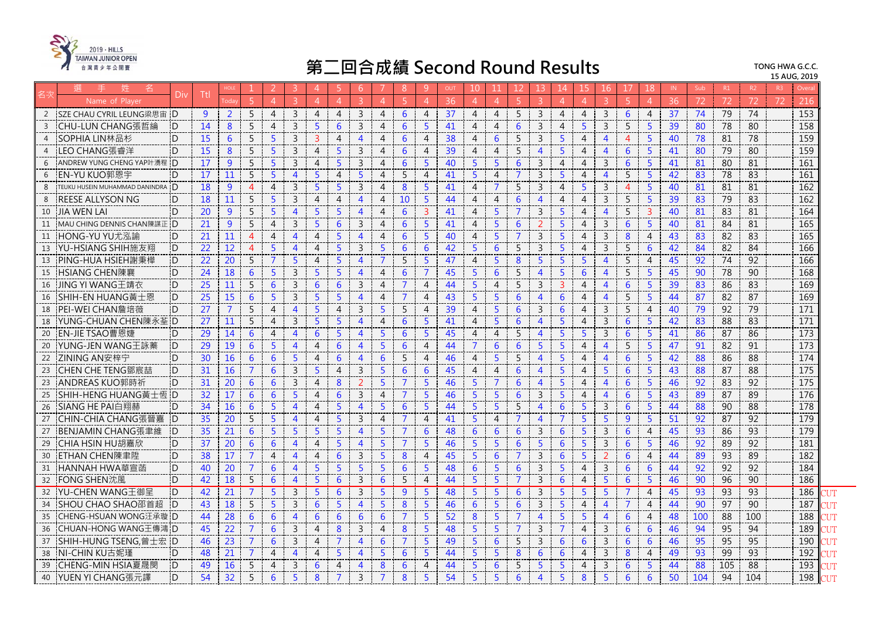# 第二回合成績 Second Round Results

2019 · HILLS TAIWAN JUNIOR OPEN 台灣青少年公開賽

TONG HWA G.C.C.
15 AUG, 2019

| 名次 | 選手姓名 Name of Player | Div | Ttl | HOLE Today | 1 | 2 | 3 | 4 | 5 | 6 | 7 | 8 | 9 | OUT | 10 | 11 | 12 | 13 | 14 | 15 | 16 | 17 | 18 | IN | Sub | R1 | R2 | R3 | Overal | |
|---|---|---|---|---|---|---|---|---|---|---|---|---|---|---|---|---|---|---|---|---|---|---|---|---|---|---|---|---|---|---|
| | | | | | 5 | 4 | 3 | 4 | 4 | 3 | 4 | 5 | 4 | 36 | 4 | 4 | 5 | 3 | 4 | 4 | 3 | 5 | 4 | 36 | 72 | 72 | 72 | 72 | 216 | |
| 2 | SZE CHAU CYRIL LEUNG梁思宙 | D | 9 | 2 | 5 | 4 | 3 | 4 | 4 | 3 | 4 | 6 | 4 | 37 | 4 | 4 | 5 | 3 | 4 | 4 | 3 | 6 | 4 | 37 | 74 | 79 | 74 | | 153 | |
| 3 | CHU-LUN CHANG張哲綸 | D | 14 | 8 | 5 | 4 | 3 | 5 | 6 | 3 | 4 | 6 | 5 | 41 | 4 | 4 | 6 | 3 | 4 | 5 | 3 | 5 | 5 | 39 | 80 | 78 | 80 | | 158 | |
| 4 | SOPHIA LIN林品杉 | D | 15 | 6 | 5 | 5 | 3 | 3 | 4 | 4 | 4 | 6 | 4 | 38 | 4 | 6 | 5 | 3 | 5 | 4 | 4 | 4 | 5 | 40 | 78 | 81 | 78 | | 159 | |
| 4 | LEO CHANG張睿洋 | D | 15 | 8 | 5 | 5 | 3 | 4 | 5 | 3 | 4 | 6 | 4 | 39 | 4 | 4 | 5 | 4 | 5 | 4 | 4 | 6 | 5 | 41 | 80 | 79 | 80 | | 159 | |
| 6 | ANDREW YUNG CHENG YAP叶湧程 | D | 17 | 9 | 5 | 5 | 3 | 4 | 5 | 3 | 4 | 6 | 5 | 40 | 5 | 5 | 6 | 3 | 4 | 4 | 3 | 6 | 5 | 41 | 81 | 80 | 81 | | 161 | |
| 6 | EN-YU KUO郭恩宇 | D | 17 | 11 | 5 | 5 | 4 | 5 | 4 | 5 | 4 | 5 | 4 | 41 | 5 | 4 | 7 | 3 | 5 | 4 | 4 | 5 | 5 | 42 | 83 | 78 | 83 | | 161 | |
| 8 | TEUKU HUSEIN MUHAMMAD DANINDRA | D | 18 | 9 | 4 | 4 | 3 | 5 | 5 | 3 | 4 | 8 | 5 | 41 | 4 | 7 | 5 | 3 | 4 | 5 | 3 | 4 | 5 | 40 | 81 | 81 | 81 | | 162 | |
| 8 | REESE ALLYSON NG | D | 18 | 11 | 5 | 5 | 3 | 4 | 4 | 4 | 4 | 10 | 5 | 44 | 4 | 4 | 6 | 4 | 4 | 4 | 3 | 5 | 5 | 39 | 83 | 79 | 83 | | 162 | |
| 10 | JIA WEN LAI | D | 20 | 9 | 5 | 5 | 4 | 5 | 5 | 4 | 4 | 6 | 3 | 41 | 4 | 5 | 7 | 3 | 5 | 4 | 4 | 5 | 3 | 40 | 81 | 83 | 81 | | 164 | |
| 11 | MAU CHING DENNIS CHAN陳謀正 | D | 21 | 9 | 5 | 4 | 3 | 5 | 6 | 3 | 4 | 6 | 5 | 41 | 4 | 5 | 6 | 2 | 5 | 4 | 3 | 6 | 5 | 40 | 81 | 84 | 81 | | 165 | |
| 11 | HONG-YU YU尤泓諭 | D | 21 | 11 | 4 | 4 | 4 | 4 | 5 | 4 | 4 | 6 | 5 | 40 | 4 | 5 | 7 | 3 | 5 | 4 | 3 | 8 | 4 | 43 | 83 | 82 | 83 | | 165 | |
| 13 | YU-HSIANG SHIH施友翔 | D | 22 | 12 | 4 | 5 | 4 | 4 | 5 | 3 | 5 | 6 | 6 | 42 | 5 | 6 | 5 | 3 | 5 | 4 | 3 | 5 | 6 | 42 | 84 | 82 | 84 | | 166 | |
| 13 | PING-HUA HSIEH謝秉樺 | D | 22 | 20 | 5 | 7 | 5 | 4 | 5 | 4 | 7 | 5 | 5 | 47 | 4 | 5 | 8 | 5 | 5 | 5 | 4 | 5 | 4 | 45 | 92 | 74 | 92 | | 166 | |
| 15 | HSIANG CHEN陳襄 | D | 24 | 18 | 6 | 5 | 3 | 5 | 5 | 4 | 4 | 6 | 7 | 45 | 5 | 6 | 5 | 4 | 5 | 6 | 4 | 5 | 5 | 45 | 90 | 78 | 90 | | 168 | |
| 16 | JING YI WANG王靖衣 | D | 25 | 11 | 5 | 6 | 3 | 6 | 6 | 3 | 4 | 7 | 4 | 44 | 5 | 4 | 5 | 3 | 3 | 4 | 4 | 6 | 5 | 39 | 83 | 86 | 83 | | 169 | |
| 16 | SHIH-EN HUANG黃士恩 | D | 25 | 15 | 6 | 5 | 3 | 5 | 5 | 4 | 4 | 7 | 4 | 43 | 5 | 5 | 6 | 4 | 6 | 4 | 4 | 5 | 5 | 44 | 87 | 82 | 87 | | 169 | |
| 18 | PEI-WEI CHAN詹培薇 | D | 27 | 7 | 5 | 4 | 4 | 5 | 4 | 3 | 5 | 5 | 4 | 39 | 4 | 5 | 6 | 3 | 6 | 4 | 3 | 5 | 4 | 40 | 79 | 92 | 79 | | 171 | |
| 18 | YUNG-CHUAN CHEN陳永荃 | D | 27 | 11 | 5 | 4 | 3 | 5 | 5 | 4 | 4 | 6 | 5 | 41 | 4 | 5 | 6 | 4 | 5 | 4 | 3 | 6 | 5 | 42 | 83 | 88 | 83 | | 171 | |
| 20 | EN-JIE TSAO曹恩婕 | D | 29 | 14 | 6 | 4 | 4 | 6 | 5 | 4 | 5 | 6 | 5 | 45 | 4 | 4 | 5 | 4 | 5 | 5 | 3 | 6 | 5 | 41 | 86 | 87 | 86 | | 173 | |
| 20 | YUNG-JEN WANG王詠蓁 | D | 29 | 19 | 6 | 5 | 4 | 4 | 6 | 4 | 5 | 6 | 4 | 44 | 7 | 6 | 6 | 5 | 5 | 4 | 4 | 5 | 5 | 47 | 91 | 82 | 91 | | 173 | |
| 22 | ZINING AN安梓宁 | D | 30 | 16 | 6 | 6 | 5 | 4 | 6 | 4 | 6 | 5 | 4 | 46 | 4 | 5 | 5 | 4 | 5 | 4 | 4 | 6 | 5 | 42 | 88 | 86 | 88 | | 174 | |
| 23 | CHEN CHE TENG鄧宸喆 | D | 31 | 16 | 7 | 6 | 3 | 5 | 4 | 3 | 5 | 6 | 6 | 45 | 4 | 4 | 6 | 4 | 5 | 4 | 5 | 6 | 5 | 43 | 88 | 87 | 88 | | 175 | |
| 23 | ANDREAS KUO郭時祈 | D | 31 | 20 | 6 | 6 | 3 | 4 | 8 | 2 | 5 | 7 | 5 | 46 | 5 | 7 | 6 | 4 | 5 | 4 | 4 | 6 | 5 | 46 | 92 | 83 | 92 | | 175 | |
| 25 | SHIH-HENG HUANG黃士恆 | D | 32 | 17 | 6 | 6 | 5 | 4 | 6 | 3 | 4 | 7 | 5 | 46 | 5 | 5 | 6 | 3 | 5 | 4 | 4 | 6 | 5 | 43 | 89 | 87 | 89 | | 176 | |
| 26 | SIANG HE PAI白翔赫 | D | 34 | 16 | 6 | 5 | 4 | 4 | 5 | 4 | 5 | 6 | 5 | 44 | 5 | 5 | 5 | 4 | 6 | 5 | 3 | 6 | 5 | 44 | 88 | 90 | 88 | | 178 | |
| 27 | CHIN-CHIA CHANG張晉嘉 | D | 35 | 20 | 5 | 5 | 4 | 4 | 5 | 3 | 4 | 7 | 4 | 41 | 5 | 4 | 7 | 4 | 7 | 5 | 5 | 9 | 5 | 51 | 92 | 87 | 92 | | 179 | |
| 27 | BENJAMIN CHANG張聿維 | D | 35 | 21 | 6 | 5 | 5 | 5 | 5 | 4 | 5 | 7 | 6 | 48 | 6 | 6 | 6 | 3 | 6 | 5 | 3 | 6 | 4 | 45 | 93 | 86 | 93 | | 179 | |
| 29 | CHIA HSIN HU胡嘉欣 | D | 37 | 20 | 6 | 6 | 4 | 4 | 5 | 4 | 5 | 7 | 5 | 46 | 5 | 5 | 6 | 5 | 6 | 5 | 3 | 6 | 5 | 46 | 92 | 89 | 92 | | 181 | |
| 30 | ETHAN CHEN陳聿陞 | D | 38 | 17 | 7 | 4 | 4 | 4 | 6 | 3 | 5 | 8 | 4 | 45 | 5 | 6 | 7 | 3 | 6 | 5 | 2 | 6 | 4 | 44 | 89 | 93 | 89 | | 182 | |
| 31 | HANNAH HWA華宣菡 | D | 40 | 20 | 7 | 6 | 4 | 5 | 5 | 5 | 5 | 6 | 5 | 48 | 6 | 5 | 6 | 3 | 5 | 4 | 3 | 6 | 6 | 44 | 92 | 92 | 92 | | 184 | |
| 32 | FONG SHEN沈風 | D | 42 | 18 | 5 | 6 | 4 | 5 | 6 | 3 | 6 | 5 | 4 | 44 | 5 | 5 | 7 | 3 | 6 | 4 | 5 | 6 | 5 | 46 | 90 | 96 | 90 | | 186 | |
| 32 | YU-CHEN WANG王御呈 | D | 42 | 21 | 7 | 5 | 3 | 5 | 6 | 3 | 5 | 9 | 5 | 48 | 5 | 5 | 6 | 3 | 5 | 5 | 5 | 7 | 4 | 45 | 93 | 93 | 93 | | 186 | CUT |
| 34 | SHOU CHAO SHAO邵首超 | D | 43 | 18 | 5 | 5 | 3 | 6 | 5 | 4 | 5 | 8 | 5 | 46 | 6 | 5 | 6 | 3 | 5 | 4 | 4 | 7 | 4 | 44 | 90 | 97 | 90 | | 187 | CUT |
| 35 | CHENG-HSUAN WONG汪承璇 | D | 44 | 28 | 6 | 6 | 4 | 6 | 6 | 6 | 6 | 7 | 5 | 52 | 8 | 5 | 7 | 4 | 5 | 5 | 4 | 6 | 4 | 48 | 100 | 88 | 100 | | 188 | CUT |
| 36 | CHUAN-HONG WANG王傳鴻 | D | 45 | 22 | 7 | 6 | 3 | 4 | 8 | 3 | 4 | 8 | 5 | 48 | 5 | 5 | 7 | 3 | 7 | 4 | 3 | 6 | 6 | 46 | 94 | 95 | 94 | | 189 | CUT |
| 37 | SHIH-HUNG TSENG,曾士宏 | D | 46 | 23 | 7 | 6 | 3 | 4 | 7 | 4 | 6 | 7 | 5 | 49 | 5 | 6 | 5 | 3 | 6 | 6 | 3 | 6 | 6 | 46 | 95 | 95 | 95 | | 190 | CUT |
| 38 | NI-CHIN KU古妮瑾 | D | 48 | 21 | 7 | 4 | 4 | 4 | 5 | 4 | 5 | 6 | 5 | 44 | 5 | 5 | 8 | 6 | 6 | 4 | 3 | 8 | 4 | 49 | 93 | 99 | 93 | | 192 | CUT |
| 39 | CHENG-MIN HSIA夏晟閔 | D | 49 | 16 | 5 | 4 | 3 | 6 | 4 | 4 | 8 | 6 | 4 | 44 | 5 | 6 | 5 | 5 | 5 | 4 | 3 | 6 | 5 | 44 | 88 | 105 | 88 | | 193 | CUT |
| 40 | YUEN YI CHANG張元譯 | D | 54 | 32 | 5 | 6 | 5 | 8 | 7 | 3 | 7 | 8 | 5 | 54 | 5 | 5 | 6 | 4 | 5 | 8 | 5 | 6 | 6 | 50 | 104 | 94 | 104 | | 198 | CUT |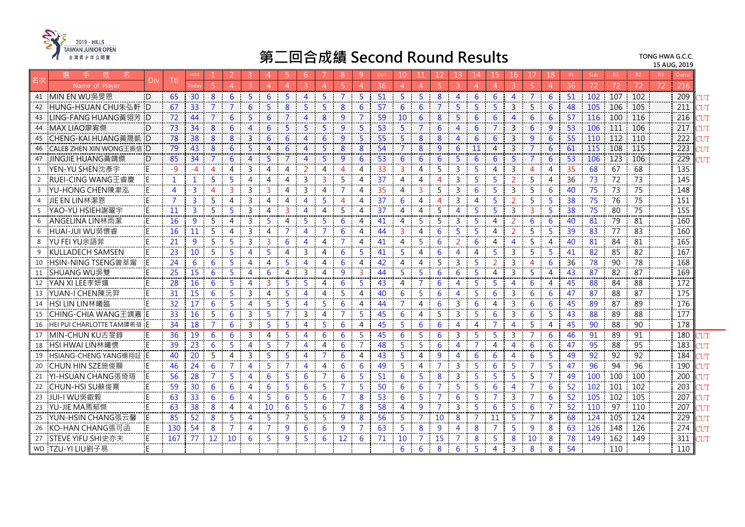2019 · HILLS TAIWAN JUNIOR OPEN 台灣青少年公開賽

# 第二回合成績 Second Round Results

TONG HWA G.C.C.
15 AUG, 2019

| 名次 | 選手姓名 Name of Player | Div | Ttl | HOLE Today | 1 | 2 | 3 | 4 | 5 | 6 | 7 | 8 | 9 | OUT | 10 | 11 | 12 | 13 | 14 | 15 | 16 | 17 | 18 | IN | Sub | R1 | R2 | R3 | Overall | |
|---|---|---|---|---|---|---|---|---|---|---|---|---|---|---|---|---|---|---|---|---|---|---|---|---|---|---|---|---|---|---|
| | | | | 5 | 4 | 3 | 4 | 4 | 3 | 4 | 5 | 4 | | 36 | 4 | 4 | 5 | 3 | 4 | 4 | 3 | 5 | 4 | 36 | 72 | 72 | 72 | 72 | 216 | |
| 41 | MIN EN WU吳旻恩 | D | 65 | 30 | 8 | 6 | 5 | 6 | 5 | 4 | 5 | 7 | 5 | 51 | 5 | 5 | 8 | 4 | 6 | 6 | 4 | 7 | 6 | 51 | 102 | 107 | 102 | | 209 | CUT |
| 42 | HUNG-HSUAN CHU朱弘軒 | D | 67 | 33 | 7 | 7 | 6 | 5 | 8 | 5 | 5 | 8 | 6 | 57 | 6 | 6 | 7 | 5 | 5 | 5 | 3 | 5 | 6 | 48 | 105 | 106 | 105 | | 211 | CUT |
| 43 | LING-FANG HUANG黃翎芳 | D | 72 | 44 | 7 | 6 | 5 | 6 | 7 | 4 | 8 | 9 | 7 | 59 | 10 | 6 | 8 | 5 | 6 | 6 | 4 | 6 | 6 | 57 | 116 | 100 | 116 | | 216 | CUT |
| 44 | MAX LIAO廖宥傑 | D | 73 | 34 | 8 | 6 | 4 | 6 | 5 | 5 | 5 | 9 | 5 | 53 | 5 | 7 | 6 | 4 | 6 | 7 | 3 | 6 | 9 | 53 | 106 | 111 | 106 | | 217 | CUT |
| 45 | CHENG-KAI HUANG黃晟凱 | D | 78 | 38 | 8 | 8 | 3 | 6 | 6 | 4 | 6 | 9 | 5 | 55 | 5 | 8 | 8 | 4 | 6 | 6 | 3 | 9 | 6 | 55 | 110 | 112 | 110 | | 222 | CUT |
| 46 | CALEB ZHEN XIN WONG王振信 | D | 79 | 43 | 8 | 6 | 5 | 4 | 6 | 4 | 5 | 8 | 8 | 54 | 7 | 8 | 9 | 6 | 11 | 4 | 3 | 7 | 6 | 61 | 115 | 108 | 115 | | 223 | CUT |
| 47 | JINGJIE HUANG黃靖傑 | D | 85 | 34 | 7 | 6 | 4 | 5 | 7 | 4 | 5 | 9 | 6 | 53 | 6 | 6 | 6 | 5 | 6 | 6 | 5 | 7 | 6 | 53 | 106 | 123 | 106 | | 229 | CUT |
| 1 | YEN-YU SHEN沈彥宇 | E | -9 | -4 | 4 | 4 | 3 | 4 | 4 | 2 | 4 | 4 | 4 | 33 | 3 | 4 | 5 | 3 | 5 | 4 | 3 | 4 | 4 | 35 | 68 | 67 | 68 | | 135 | |
| 2 | RUEI-CING WANG王睿慶 | E | 1 | 1 | 5 | 5 | 4 | 4 | 4 | 3 | 3 | 5 | 4 | 37 | 4 | 4 | 4 | 3 | 5 | 5 | 2 | 5 | 4 | 36 | 73 | 72 | 73 | | 145 | |
| 3 | YU-HONG CHEN陳聿泓 | E | 4 | 3 | 4 | 3 | 3 | 3 | 4 | 3 | 4 | 7 | 4 | 35 | 4 | 3 | 5 | 3 | 6 | 5 | 3 | 5 | 6 | 40 | 75 | 73 | 75 | | 148 | |
| 4 | JIE EN LIN林潔恩 | E | 7 | 3 | 5 | 4 | 3 | 4 | 4 | 4 | 5 | 4 | 4 | 37 | 6 | 4 | 4 | 3 | 4 | 5 | 2 | 5 | 5 | 38 | 75 | 76 | 75 | | 151 | |
| 5 | YAO-YU HSIEH謝曜宇 | E | 11 | 3 | 5 | 5 | 3 | 4 | 3 | 4 | 4 | 5 | 4 | 37 | 4 | 4 | 5 | 4 | 5 | 5 | 3 | 3 | 5 | 38 | 75 | 80 | 75 | | 155 | |
| 6 | ANGELINA LIN林雨潔 | E | 16 | 9 | 5 | 4 | 3 | 5 | 4 | 5 | 5 | 6 | 4 | 41 | 4 | 5 | 5 | 3 | 5 | 4 | 2 | 6 | 6 | 40 | 81 | 79 | 81 | | 160 | |
| 6 | HUAI-JUI WU吳懷睿 | E | 16 | 11 | 5 | 4 | 3 | 4 | 7 | 4 | 7 | 6 | 4 | 44 | 3 | 4 | 6 | 5 | 5 | 4 | 2 | 5 | 5 | 39 | 83 | 77 | 83 | | 160 | |
| 8 | YU FEI YU余語菲 | E | 21 | 9 | 5 | 5 | 3 | 3 | 6 | 4 | 4 | 7 | 4 | 41 | 4 | 5 | 6 | 2 | 6 | 4 | 4 | 5 | 4 | 40 | 81 | 84 | 81 | | 165 | |
| 9 | KULLADECH SAMSEN | E | 23 | 10 | 5 | 4 | 5 | 5 | 4 | 3 | 4 | 6 | 5 | 41 | 5 | 4 | 6 | 4 | 4 | 5 | 3 | 5 | 5 | 41 | 82 | 85 | 82 | | 167 | |
| 10 | HSIN-NING TSENG曾莘甯 | E | 24 | 6 | 6 | 5 | 4 | 4 | 5 | 4 | 4 | 6 | 4 | 42 | 4 | 4 | 5 | 3 | 5 | 2 | 3 | 4 | 6 | 36 | 78 | 90 | 78 | | 168 | |
| 11 | SHUANG WU吳雙 | E | 25 | 15 | 6 | 5 | 4 | 6 | 4 | 3 | 4 | 9 | 3 | 44 | 5 | 5 | 6 | 6 | 5 | 4 | 3 | 5 | 4 | 43 | 87 | 82 | 87 | | 169 | |
| 12 | YAN XI LEE李妍嬉 | E | 28 | 16 | 6 | 5 | 4 | 3 | 5 | 5 | 4 | 6 | 5 | 43 | 4 | 7 | 6 | 4 | 5 | 5 | 4 | 6 | 4 | 45 | 88 | 84 | 88 | | 172 | |
| 13 | YUAN-I CHEN陳沅羿 | E | 31 | 15 | 6 | 5 | 3 | 4 | 5 | 4 | 4 | 5 | 4 | 40 | 6 | 5 | 6 | 4 | 5 | 6 | 3 | 6 | 6 | 47 | 87 | 88 | 87 | | 175 | |
| 14 | HSI LIN LIN林曦臨 | E | 32 | 17 | 6 | 5 | 4 | 5 | 5 | 4 | 5 | 6 | 4 | 44 | 7 | 4 | 6 | 3 | 6 | 4 | 3 | 6 | 6 | 45 | 89 | 87 | 89 | | 176 | |
| 15 | CHING-CHIA WANG王靖嘉 | E | 33 | 16 | 5 | 6 | 3 | 5 | 7 | 3 | 4 | 7 | 5 | 45 | 6 | 4 | 5 | 3 | 5 | 6 | 3 | 6 | 5 | 43 | 88 | 89 | 88 | | 177 | |
| 16 | HEI PUI CHARLOTTE TAM譚希蓓 | E | 34 | 18 | 7 | 6 | 3 | 5 | 5 | 4 | 5 | 6 | 4 | 45 | 5 | 6 | 6 | 4 | 4 | 7 | 4 | 5 | 4 | 45 | 90 | 88 | 90 | | 178 | |
| 17 | MIN-CHUN KU古旻錞 | E | 36 | 19 | 6 | 6 | 3 | 4 | 5 | 4 | 6 | 6 | 5 | 45 | 6 | 5 | 6 | 3 | 5 | 5 | 3 | 7 | 6 | 46 | 91 | 89 | 91 | | 180 | CUT |
| 18 | HSI HWAI LIN林曦懷 | E | 39 | 23 | 6 | 5 | 4 | 5 | 7 | 4 | 4 | 6 | 7 | 48 | 5 | 5 | 6 | 4 | 7 | 4 | 4 | 6 | 6 | 47 | 95 | 88 | 95 | | 183 | CUT |
| 19 | HSIANG-CHENG YANG楊翔証 | E | 40 | 20 | 5 | 4 | 3 | 5 | 5 | 4 | 7 | 6 | 4 | 43 | 5 | 4 | 9 | 4 | 6 | 6 | 4 | 6 | 5 | 49 | 92 | 92 | 92 | | 184 | CUT |
| 20 | CHUN HIN SZE施俊顯 | E | 46 | 24 | 6 | 7 | 4 | 5 | 7 | 4 | 4 | 6 | 6 | 49 | 5 | 4 | 7 | 3 | 5 | 6 | 5 | 7 | 5 | 47 | 96 | 94 | 96 | | 190 | CUT |
| 21 | YI-HSUAN CHANG張倚瑄 | E | 56 | 28 | 7 | 5 | 4 | 6 | 5 | 6 | 7 | 6 | 5 | 51 | 6 | 5 | 8 | 3 | 5 | 5 | 5 | 5 | 7 | 49 | 100 | 100 | 100 | | 200 | CUT |
| 22 | CHUN-HSI SU蘇俊熹 | E | 59 | 30 | 6 | 6 | 4 | 6 | 5 | 6 | 5 | 7 | 5 | 50 | 6 | 6 | 7 | 5 | 5 | 6 | 4 | 7 | 6 | 52 | 102 | 101 | 102 | | 203 | CUT |
| 23 | JUI-I WU吳叡毅 | E | 63 | 33 | 6 | 6 | 4 | 5 | 6 | 5 | 6 | 7 | 8 | 53 | 6 | 5 | 7 | 6 | 5 | 7 | 3 | 7 | 6 | 52 | 105 | 102 | 105 | | 207 | CUT |
| 23 | YU-JIE MA馬郁傑 | E | 63 | 38 | 8 | 4 | 4 | 10 | 6 | 5 | 6 | 7 | 8 | 58 | 4 | 9 | 7 | 3 | 5 | 6 | 5 | 6 | 7 | 52 | 110 | 97 | 110 | | 207 | CUT |
| 25 | YUN-HSIN CHANG張云馨 | E | 85 | 52 | 8 | 5 | 4 | 5 | 7 | 5 | 5 | 9 | 8 | 56 | 5 | 7 | 10 | 8 | 7 | 11 | 5 | 7 | 8 | 68 | 124 | 105 | 124 | | 229 | CUT |
| 26 | KO-HAN CHANG張可函 | E | 130 | 54 | 8 | 7 | 4 | 7 | 9 | 6 | 6 | 9 | 7 | 63 | 5 | 8 | 9 | 4 | 8 | 7 | 5 | 9 | 8 | 63 | 126 | 148 | 126 | | 274 | CUT |
| 27 | STEVE YIFU SHI史亦夫 | E | 167 | 77 | 12 | 10 | 6 | 5 | 9 | 5 | 6 | 12 | 6 | 71 | 10 | 7 | 15 | 7 | 8 | 5 | 8 | 10 | 8 | 78 | 149 | 162 | 149 | | 311 | CUT |
| WD | TZU-YI LIU劉子易 | E | | | | | | | | | | | | | 6 | 6 | 8 | 6 | 5 | 4 | 3 | 8 | 8 | 54 | | 110 | | | 110 | |